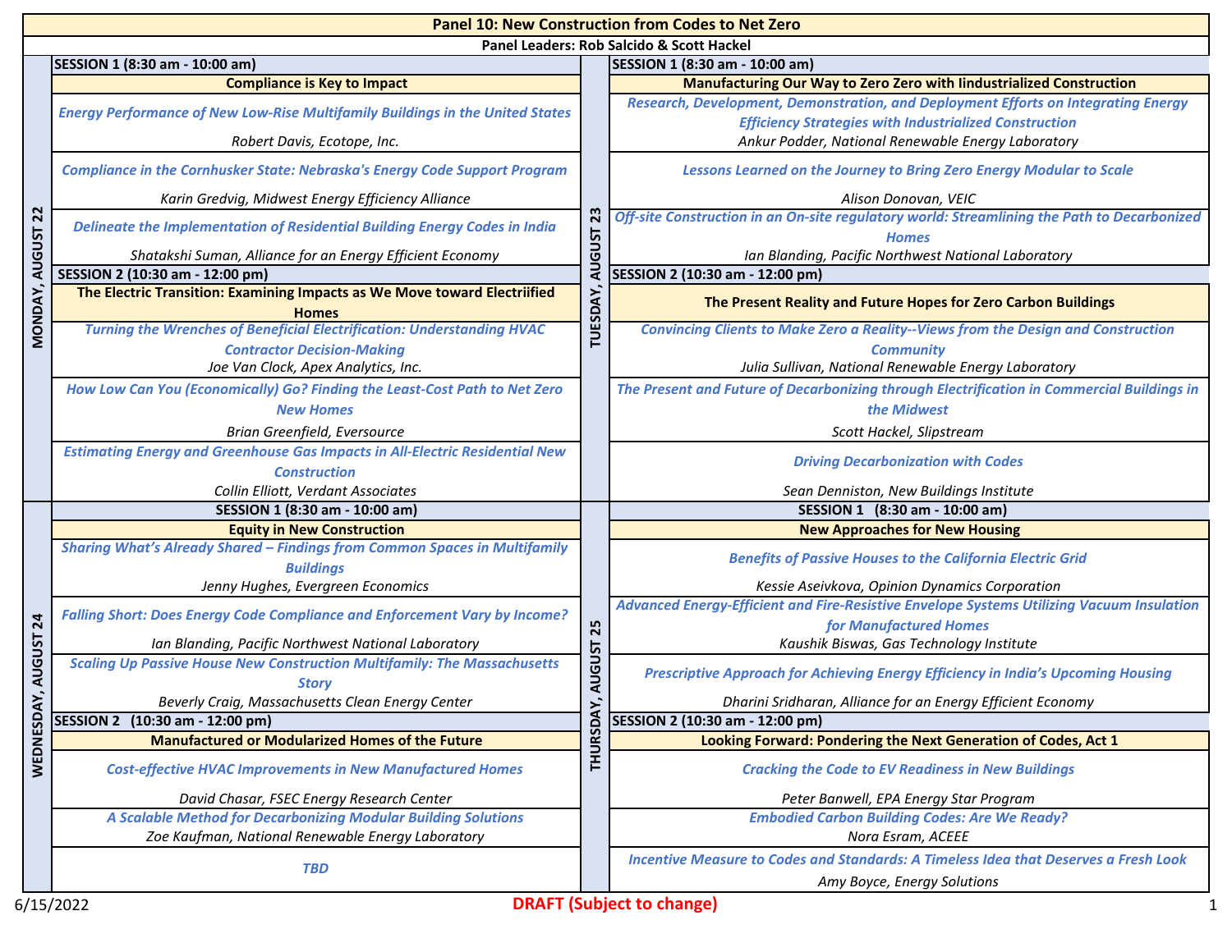# Panel 10: New Construction from Codes to Net Zero

**Panel Leaders: Rob Salcido & Scott Hackel**

## MONDAY, AUGUST 22

### SESSION 1 (8:30 am - 10:00 am)

**Compliance is Key to Impact**

*Energy Performance of New Low-Rise Multifamily Buildings in the United States*
Robert Davis, Ecotope, Inc.

*Compliance in the Cornhusker State: Nebraska's Energy Code Support Program*
Karin Gredvig, Midwest Energy Efficiency Alliance

*Delineate the Implementation of Residential Building Energy Codes in India*
Shatakshi Suman, Alliance for an Energy Efficient Economy

### SESSION 2 (10:30 am - 12:00 pm)

**The Electric Transition: Examining Impacts as We Move toward Electriified Homes**

*Turning the Wrenches of Beneficial Electrification: Understanding HVAC Contractor Decision-Making*
Joe Van Clock, Apex Analytics, Inc.

*How Low Can You (Economically) Go? Finding the Least-Cost Path to Net Zero New Homes*
Brian Greenfield, Eversource

*Estimating Energy and Greenhouse Gas Impacts in All-Electric Residential New Construction*
Collin Elliott, Verdant Associates

## TUESDAY, AUGUST 23

### SESSION 1 (8:30 am - 10:00 am)

**Manufacturing Our Way to Zero Zero with Iindustrialized Construction**

*Research, Development, Demonstration, and Deployment Efforts on Integrating Energy Efficiency Strategies with Industrialized Construction*
Ankur Podder, National Renewable Energy Laboratory

*Lessons Learned on the Journey to Bring Zero Energy Modular to Scale*
Alison Donovan, VEIC

*Off-site Construction in an On-site regulatory world: Streamlining the Path to Decarbonized Homes*
Ian Blanding, Pacific Northwest National Laboratory

### SESSION 2 (10:30 am - 12:00 pm)

**The Present Reality and Future Hopes for Zero Carbon Buildings**

*Convincing Clients to Make Zero a Reality--Views from the Design and Construction Community*
Julia Sullivan, National Renewable Energy Laboratory

*The Present and Future of Decarbonizing through Electrification in Commercial Buildings in the Midwest*
Scott Hackel, Slipstream

*Driving Decarbonization with Codes*
Sean Denniston, New Buildings Institute

## WEDNESDAY, AUGUST 24

### SESSION 1 (8:30 am - 10:00 am)

**Equity in New Construction**

*Sharing What's Already Shared – Findings from Common Spaces in Multifamily Buildings*
Jenny Hughes, Evergreen Economics

*Falling Short: Does Energy Code Compliance and Enforcement Vary by Income?*
Ian Blanding, Pacific Northwest National Laboratory

*Scaling Up Passive House New Construction Multifamily: The Massachusetts Story*
Beverly Craig, Massachusetts Clean Energy Center

### SESSION 2 (10:30 am - 12:00 pm)

**Manufactured or Modularized Homes of the Future**

*Cost-effective HVAC Improvements in New Manufactured Homes*
David Chasar, FSEC Energy Research Center

*A Scalable Method for Decarbonizing Modular Building Solutions*
Zoe Kaufman, National Renewable Energy Laboratory

*TBD*

## THURSDAY, AUGUST 25

### SESSION 1 (8:30 am - 10:00 am)

**New Approaches for New Housing**

*Benefits of Passive Houses to the California Electric Grid*
Kessie Aseivkova, Opinion Dynamics Corporation

*Advanced Energy-Efficient and Fire-Resistive Envelope Systems Utilizing Vacuum Insulation for Manufactured Homes*
Kaushik Biswas, Gas Technology Institute

*Prescriptive Approach for Achieving Energy Efficiency in India's Upcoming Housing*
Dharini Sridharan, Alliance for an Energy Efficient Economy

### SESSION 2 (10:30 am - 12:00 pm)

**Looking Forward: Pondering the Next Generation of Codes, Act 1**

*Cracking the Code to EV Readiness in New Buildings*
Peter Banwell, EPA Energy Star Program

*Embodied Carbon Building Codes: Are We Ready?*
Nora Esram, ACEEE

*Incentive Measure to Codes and Standards: A Timeless Idea that Deserves a Fresh Look*
Amy Boyce, Energy Solutions

6/15/2022

**DRAFT (Subject to change)**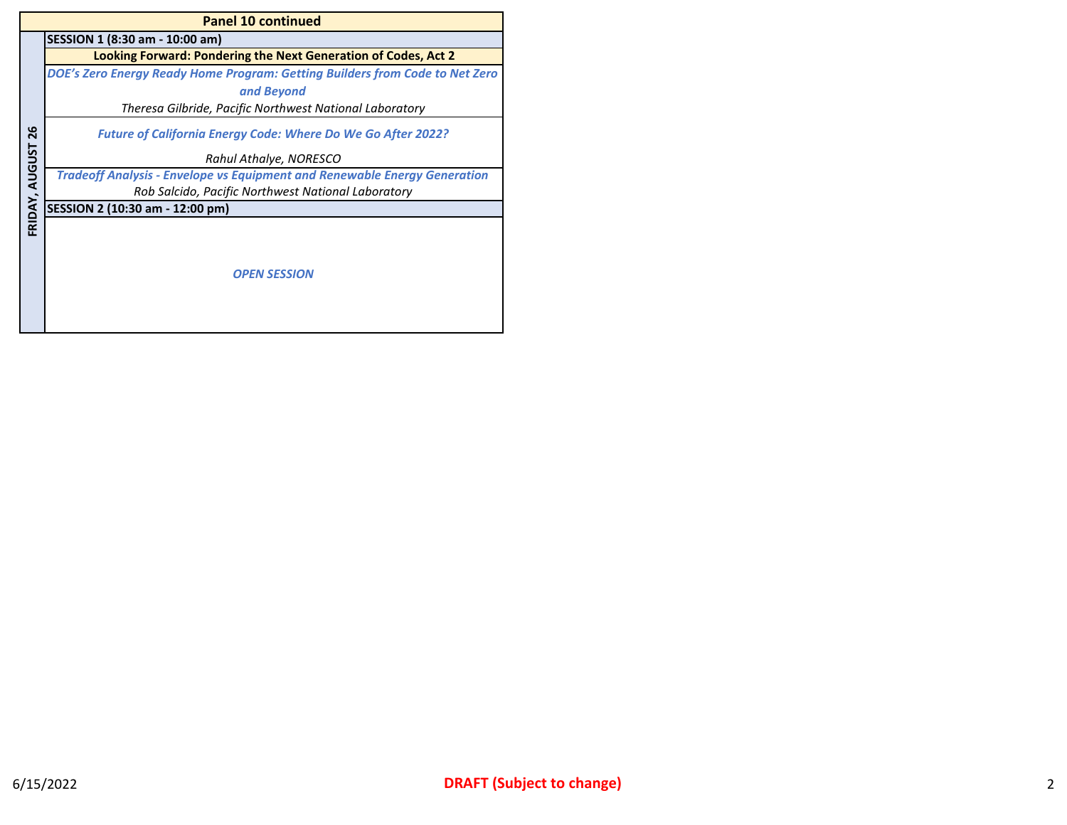| Panel 10 continued | |
|---|---|
| FRIDAY, AUGUST 26 | **SESSION 1 (8:30 am - 10:00 am)** |
| | **Looking Forward: Pondering the Next Generation of Codes, Act 2** |
| | ***DOE's Zero Energy Ready Home Program: Getting Builders from Code to Net Zero and Beyond*** <br> *Theresa Gilbride, Pacific Northwest National Laboratory* |
| | ***Future of California Energy Code: Where Do We Go After 2022?*** <br> *Rahul Athalye, NORESCO* |
| | ***Tradeoff Analysis - Envelope vs Equipment and Renewable Energy Generation*** <br> *Rob Salcido, Pacific Northwest National Laboratory* |
| | **SESSION 2 (10:30 am - 12:00 pm)** |
| | ***OPEN SESSION*** |

6/15/2022

**DRAFT (Subject to change)**